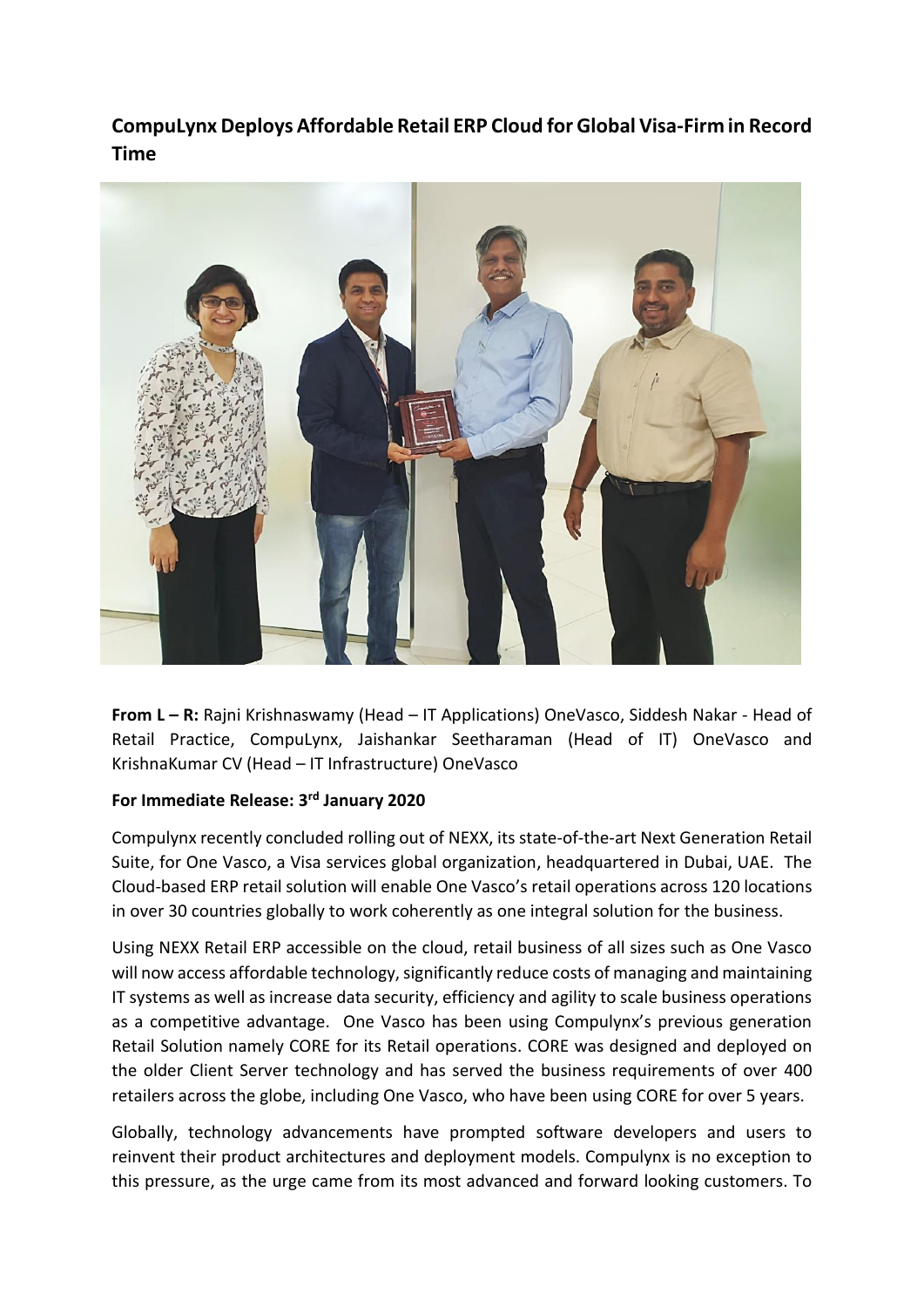## CompuLynx Deploys Affordable Retail ERP Cloud for Global Visa-Firm in Record Time

**From L – R:** Rajni Krishnaswamy (Head – IT Applications) OneVasco, Siddesh Nakar - Head of Retail Practice, CompuLynx, Jaishankar Seetharaman (Head of IT) OneVasco and KrishnaKumar CV (Head – IT Infrastructure) OneVasco

**For Immediate Release: 3rd January 2020**

Compulynx recently concluded rolling out of NEXX, its state-of-the-art Next Generation Retail Suite, for One Vasco, a Visa services global organization, headquartered in Dubai, UAE. The Cloud-based ERP retail solution will enable One Vasco's retail operations across 120 locations in over 30 countries globally to work coherently as one integral solution for the business.

Using NEXX Retail ERP accessible on the cloud, retail business of all sizes such as One Vasco will now access affordable technology, significantly reduce costs of managing and maintaining IT systems as well as increase data security, efficiency and agility to scale business operations as a competitive advantage. One Vasco has been using Compulynx's previous generation Retail Solution namely CORE for its Retail operations. CORE was designed and deployed on the older Client Server technology and has served the business requirements of over 400 retailers across the globe, including One Vasco, who have been using CORE for over 5 years.

Globally, technology advancements have prompted software developers and users to reinvent their product architectures and deployment models. Compulynx is no exception to this pressure, as the urge came from its most advanced and forward looking customers. To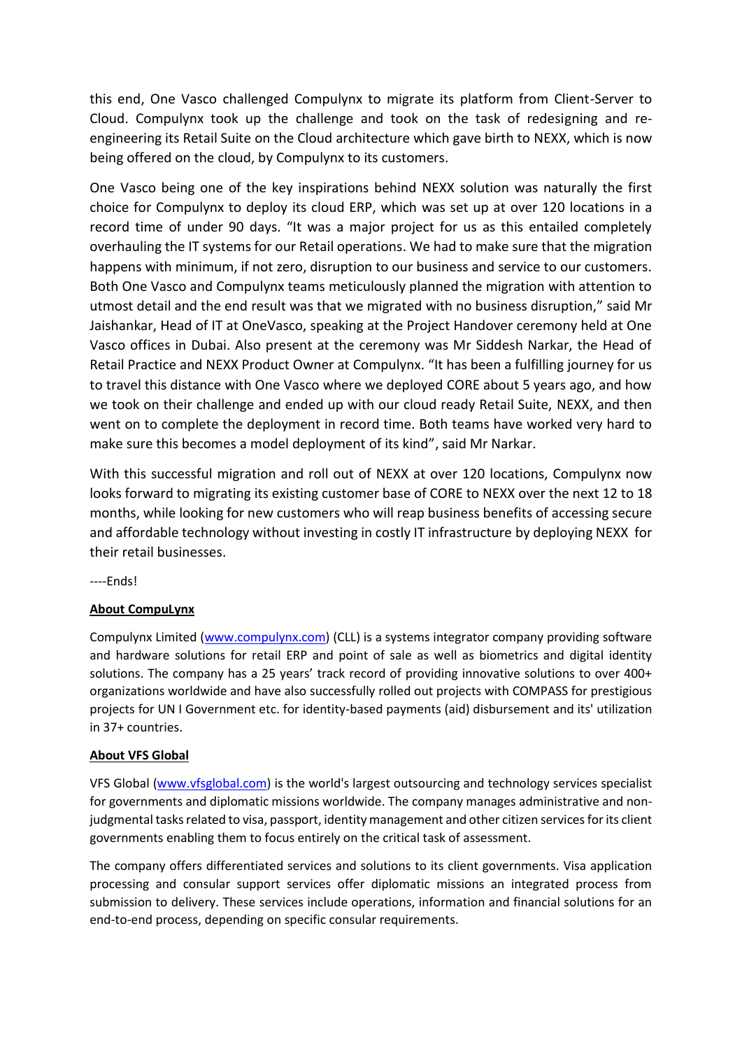this end, One Vasco challenged Compulynx to migrate its platform from Client-Server to Cloud. Compulynx took up the challenge and took on the task of redesigning and re-engineering its Retail Suite on the Cloud architecture which gave birth to NEXX, which is now being offered on the cloud, by Compulynx to its customers.

One Vasco being one of the key inspirations behind NEXX solution was naturally the first choice for Compulynx to deploy its cloud ERP, which was set up at over 120 locations in a record time of under 90 days. "It was a major project for us as this entailed completely overhauling the IT systems for our Retail operations. We had to make sure that the migration happens with minimum, if not zero, disruption to our business and service to our customers. Both One Vasco and Compulynx teams meticulously planned the migration with attention to utmost detail and the end result was that we migrated with no business disruption," said Mr Jaishankar, Head of IT at OneVasco, speaking at the Project Handover ceremony held at One Vasco offices in Dubai. Also present at the ceremony was Mr Siddesh Narkar, the Head of Retail Practice and NEXX Product Owner at Compulynx. "It has been a fulfilling journey for us to travel this distance with One Vasco where we deployed CORE about 5 years ago, and how we took on their challenge and ended up with our cloud ready Retail Suite, NEXX, and then went on to complete the deployment in record time. Both teams have worked very hard to make sure this becomes a model deployment of its kind", said Mr Narkar.

With this successful migration and roll out of NEXX at over 120 locations, Compulynx now looks forward to migrating its existing customer base of CORE to NEXX over the next 12 to 18 months, while looking for new customers who will reap business benefits of accessing secure and affordable technology without investing in costly IT infrastructure by deploying NEXX for their retail businesses.

----Ends!

**About CompuLynx**

Compulynx Limited (www.compulynx.com) (CLL) is a systems integrator company providing software and hardware solutions for retail ERP and point of sale as well as biometrics and digital identity solutions. The company has a 25 years' track record of providing innovative solutions to over 400+ organizations worldwide and have also successfully rolled out projects with COMPASS for prestigious projects for UN I Government etc. for identity-based payments (aid) disbursement and its' utilization in 37+ countries.

**About VFS Global**

VFS Global (www.vfsglobal.com) is the world's largest outsourcing and technology services specialist for governments and diplomatic missions worldwide. The company manages administrative and non-judgmental tasks related to visa, passport, identity management and other citizen services for its client governments enabling them to focus entirely on the critical task of assessment.

The company offers differentiated services and solutions to its client governments. Visa application processing and consular support services offer diplomatic missions an integrated process from submission to delivery. These services include operations, information and financial solutions for an end-to-end process, depending on specific consular requirements.